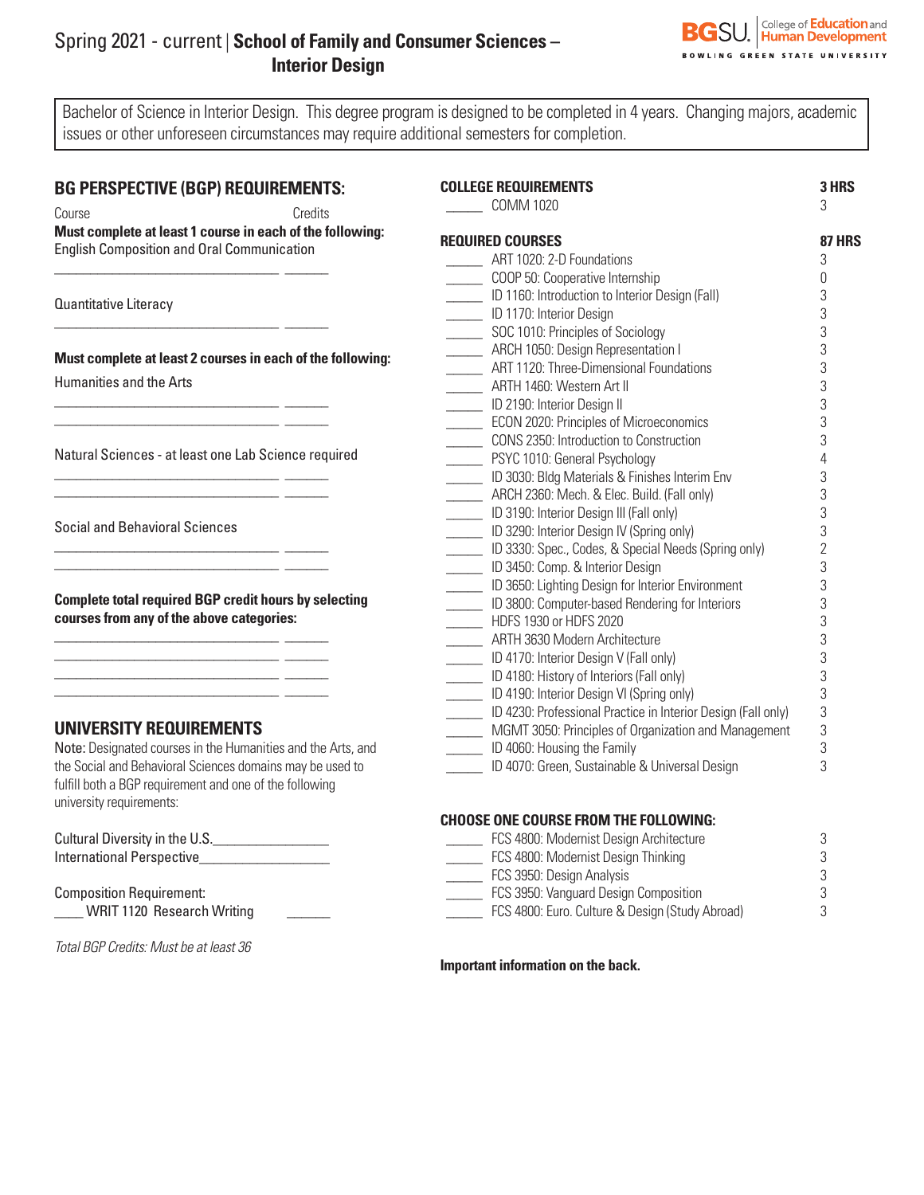# Spring 2021 - current | School of Family and Consumer Sciences – Interior Design

BGSU. College of Education and Human Development
BOWLING GREEN STATE UNIVERSITY

Bachelor of Science in Interior Design. This degree program is designed to be completed in 4 years. Changing majors, academic issues or other unforeseen circumstances may require additional semesters for completion.

## BG PERSPECTIVE (BGP) REQUIREMENTS:

Course | Credits

**Must complete at least 1 course in each of the following:**

English Composition and Oral Communication

_______________________________ ______

Quantitative Literacy

_______________________________ ______

**Must complete at least 2 courses in each of the following:**

Humanities and the Arts

_______________________________ ______
_______________________________ ______

Natural Sciences - at least one Lab Science required

_______________________________ ______
_______________________________ ______

Social and Behavioral Sciences

_______________________________ ______
_______________________________ ______

**Complete total required BGP credit hours by selecting courses from any of the above categories:**

_______________________________ ______
_______________________________ ______
_______________________________ ______
_______________________________ ______

## UNIVERSITY REQUIREMENTS

Note: Designated courses in the Humanities and the Arts, and the Social and Behavioral Sciences domains may be used to fulfill both a BGP requirement and one of the following university requirements:

Cultural Diversity in the U.S.________________
International Perspective_________________

Composition Requirement:
____ WRIT 1120 Research Writing ______

*Total BGP Credits: Must be at least 36*

## COLLEGE REQUIREMENTS — 3 HRS

| | Course | Credits |
|---|---|---|
| _____ | COMM 1020 | 3 |

## REQUIRED COURSES — 87 HRS

| | Course | Credits |
|---|---|---|
| _____ | ART 1020: 2-D Foundations | 3 |
| _____ | COOP 50: Cooperative Internship | 0 |
| _____ | ID 1160: Introduction to Interior Design (Fall) | 3 |
| _____ | ID 1170: Interior Design | 3 |
| _____ | SOC 1010: Principles of Sociology | 3 |
| _____ | ARCH 1050: Design Representation I | 3 |
| _____ | ART 1120: Three-Dimensional Foundations | 3 |
| _____ | ARTH 1460: Western Art II | 3 |
| _____ | ID 2190: Interior Design II | 3 |
| _____ | ECON 2020: Principles of Microeconomics | 3 |
| _____ | CONS 2350: Introduction to Construction | 3 |
| _____ | PSYC 1010: General Psychology | 4 |
| _____ | ID 3030: Bldg Materials & Finishes Interim Env | 3 |
| _____ | ARCH 2360: Mech. & Elec. Build. (Fall only) | 3 |
| _____ | ID 3190: Interior Design III (Fall only) | 3 |
| _____ | ID 3290: Interior Design IV (Spring only) | 3 |
| _____ | ID 3330: Spec., Codes, & Special Needs (Spring only) | 2 |
| _____ | ID 3450: Comp. & Interior Design | 3 |
| _____ | ID 3650: Lighting Design for Interior Environment | 3 |
| _____ | ID 3800: Computer-based Rendering for Interiors | 3 |
| _____ | HDFS 1930 or HDFS 2020 | 3 |
| _____ | ARTH 3630 Modern Architecture | 3 |
| _____ | ID 4170: Interior Design V (Fall only) | 3 |
| _____ | ID 4180: History of Interiors (Fall only) | 3 |
| _____ | ID 4190: Interior Design VI (Spring only) | 3 |
| _____ | ID 4230: Professional Practice in Interior Design (Fall only) | 3 |
| _____ | MGMT 3050: Principles of Organization and Management | 3 |
| _____ | ID 4060: Housing the Family | 3 |
| _____ | ID 4070: Green, Sustainable & Universal Design | 3 |

## CHOOSE ONE COURSE FROM THE FOLLOWING:

| | Course | Credits |
|---|---|---|
| _____ | FCS 4800: Modernist Design Architecture | 3 |
| _____ | FCS 4800: Modernist Design Thinking | 3 |
| _____ | FCS 3950: Design Analysis | 3 |
| _____ | FCS 3950: Vanguard Design Composition | 3 |
| _____ | FCS 4800: Euro. Culture & Design (Study Abroad) | 3 |

**Important information on the back.**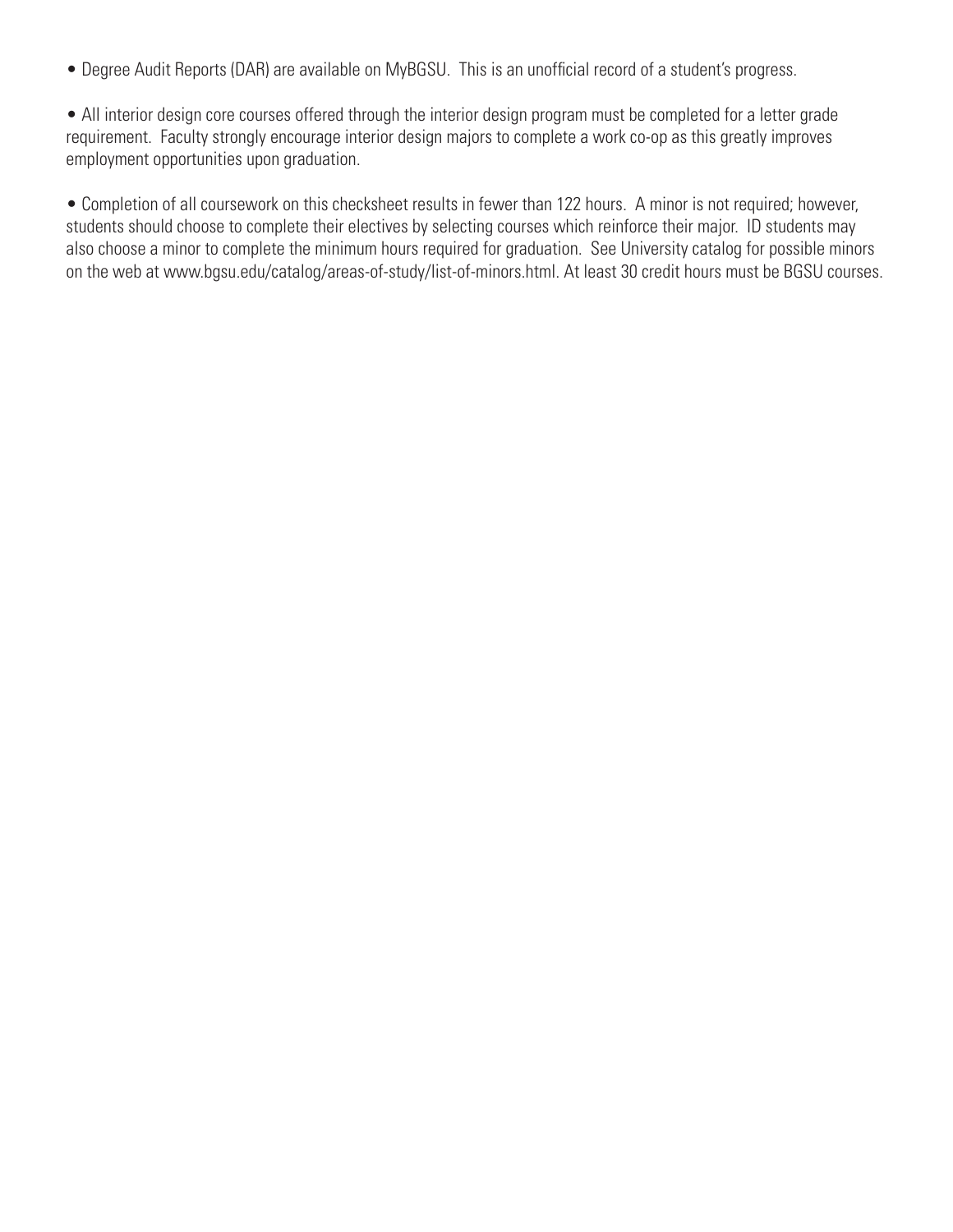- Degree Audit Reports (DAR) are available on MyBGSU. This is an unofficial record of a student's progress.

- All interior design core courses offered through the interior design program must be completed for a letter grade requirement. Faculty strongly encourage interior design majors to complete a work co-op as this greatly improves employment opportunities upon graduation.

- Completion of all coursework on this checksheet results in fewer than 122 hours. A minor is not required; however, students should choose to complete their electives by selecting courses which reinforce their major. ID students may also choose a minor to complete the minimum hours required for graduation. See University catalog for possible minors on the web at www.bgsu.edu/catalog/areas-of-study/list-of-minors.html. At least 30 credit hours must be BGSU courses.